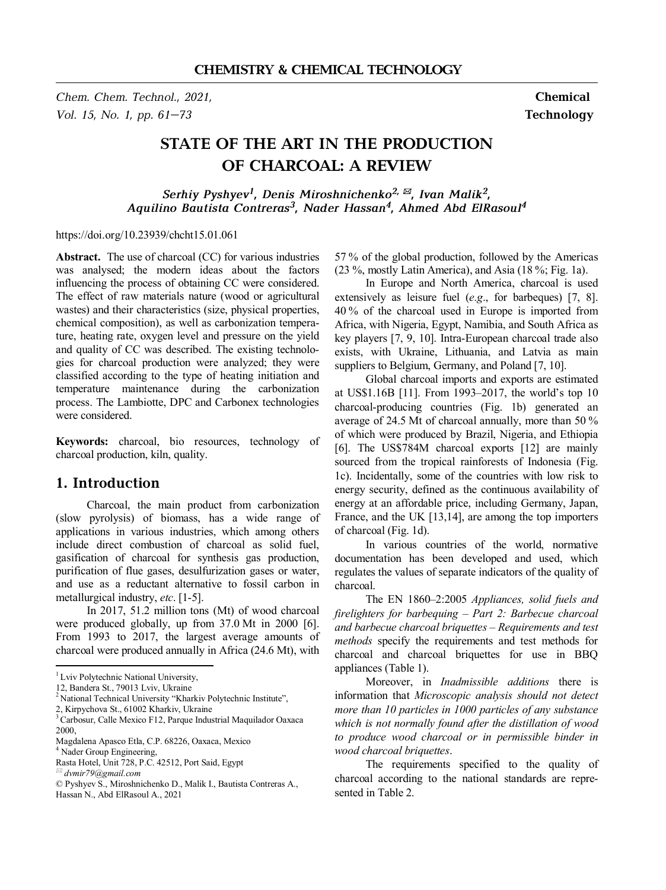# STATE OF THE ART IN THE PRODUCTION OF CHARCOAL: A REVIEW

*Serhiy Pyshyev[1], Denis Miroshnichenko[2,✉], Ivan Malik[2], Aquilino Bautista Contreras[3], Nader Hassan[4], Ahmed Abd ElRasoul[4]*

https://doi.org/10.23939/chcht15.01.061

**Abstract.** The use of charcoal (CC) for various industries was analysed; the modern ideas about the factors influencing the process of obtaining CC were considered. The effect of raw materials nature (wood or agricultural wastes) and their characteristics (size, physical properties, chemical composition), as well as carbonization temperature, heating rate, oxygen level and pressure on the yield and quality of CC was described. The existing technologies for charcoal production were analyzed; they were classified according to the type of heating initiation and temperature maintenance during the carbonization process. The Lambiotte, DPC and Carbonex technologies were considered.

**Keywords:** charcoal, bio resources, technology of charcoal production, kiln, quality.

## 1. Introduction

Charcoal, the main product from carbonization (slow pyrolysis) of biomass, has a wide range of applications in various industries, which among others include direct combustion of charcoal as solid fuel, gasification of charcoal for synthesis gas production, purification of flue gases, desulfurization gases or water, and use as a reductant alternative to fossil carbon in metallurgical industry, *etc*. [1-5].

In 2017, 51.2 million tons (Mt) of wood charcoal were produced globally, up from 37.0 Mt in 2000 [6]. From 1993 to 2017, the largest average amounts of charcoal were produced annually in Africa (24.6 Mt), with 57 % of the global production, followed by the Americas (23 %, mostly Latin America), and Asia (18 %; Fig. 1a).

In Europe and North America, charcoal is used extensively as leisure fuel (*e.g*., for barbeques) [7, 8]. 40 % of the charcoal used in Europe is imported from Africa, with Nigeria, Egypt, Namibia, and South Africa as key players [7, 9, 10]. Intra-European charcoal trade also exists, with Ukraine, Lithuania, and Latvia as main suppliers to Belgium, Germany, and Poland [7, 10].

Global charcoal imports and exports are estimated at US$1.16B [11]. From 1993–2017, the world's top 10 charcoal-producing countries (Fig. 1b) generated an average of 24.5 Mt of charcoal annually, more than 50 % of which were produced by Brazil, Nigeria, and Ethiopia [6]. The US$784M charcoal exports [12] are mainly sourced from the tropical rainforests of Indonesia (Fig. 1c). Incidentally, some of the countries with low risk to energy security, defined as the continuous availability of energy at an affordable price, including Germany, Japan, France, and the UK [13,14], are among the top importers of charcoal (Fig. 1d).

In various countries of the world, normative documentation has been developed and used, which regulates the values of separate indicators of the quality of charcoal.

The EN 1860–2:2005 *Appliances, solid fuels and firelighters for barbequing – Part 2: Barbecue charcoal and barbecue charcoal briquettes – Requirements and test methods* specify the requirements and test methods for charcoal and charcoal briquettes for use in BBQ appliances (Table 1).

Moreover, in *Inadmissible additions* there is information that *Microscopic analysis should not detect more than 10 particles in 1000 particles of any substance which is not normally found after the distillation of wood to produce wood charcoal or in permissible binder in wood charcoal briquettes*.

The requirements specified to the quality of charcoal according to the national standards are represented in Table 2.

---

[1] Lviv Polytechnic National University, 12, Bandera St., 79013 Lviv, Ukraine
[2] National Technical University "Kharkiv Polytechnic Institute", 2, Kirpychova St., 61002 Kharkiv, Ukraine
[3] Carbosur, Calle Mexico F12, Parque Industrial Maquilador Oaxaca 2000, Magdalena Apasco Etla, C.P. 68226, Oaxaca, Mexico
[4] Nader Group Engineering, Rasta Hotel, Unit 728, P.C. 42512, Port Said, Egypt
✉ *dvmir79@gmail.com*
© Pyshyev S., Miroshnichenko D., Malik I., Bautista Contreras A., Hassan N., Abd ElRasoul A., 2021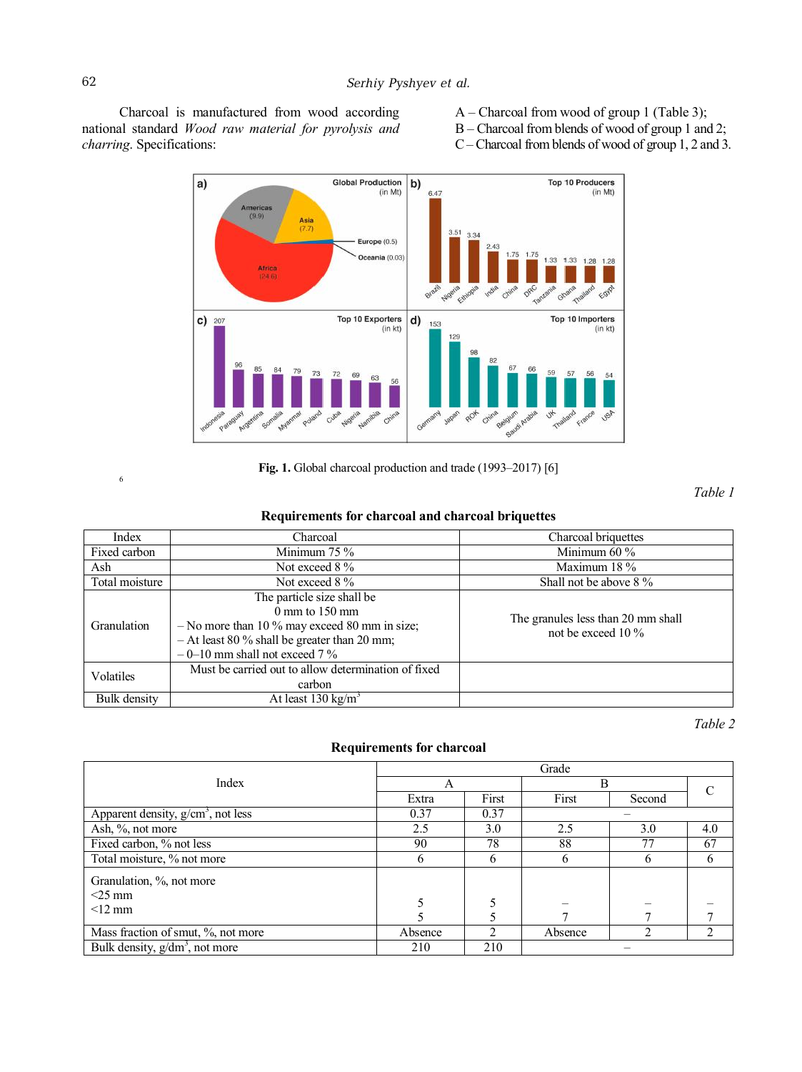Charcoal is manufactured from wood according national standard *Wood raw material for pyrolysis and charring*. Specifications:

A – Charcoal from wood of group 1 (Table 3);
B – Charcoal from blends of wood of group 1 and 2;
C – Charcoal from blends of wood of group 1, 2 and 3.

**Fig. 1.** Global charcoal production and trade (1993–2017) [6]

*Table 1*

**Requirements for charcoal and charcoal briquettes**

| Index | Charcoal | Charcoal briquettes |
|---|---|---|
| Fixed carbon | Minimum 75 % | Minimum 60 % |
| Ash | Not exceed 8 % | Maximum 18 % |
| Total moisture | Not exceed 8 % | Shall not be above 8 % |
| Granulation | The particle size shall be 0 mm to 150 mm<br>– No more than 10 % may exceed 80 mm in size;<br>– At least 80 % shall be greater than 20 mm;<br>– 0–10 mm shall not exceed 7 % | The granules less than 20 mm shall not be exceed 10 % |
| Volatiles | Must be carried out to allow determination of fixed carbon | |
| Bulk density | At least 130 kg/m$^3$ | |

*Table 2*

**Requirements for charcoal**

| Index | Grade | | | | |
|---|---|---|---|---|---|
| | A | | B | | C |
| | Extra | First | First | Second | |
| Apparent density, g/cm$^3$, not less | 0.37 | 0.37 | – | | |
| Ash, %, not more | 2.5 | 3.0 | 2.5 | 3.0 | 4.0 |
| Fixed carbon, % not less | 90 | 78 | 88 | 77 | 67 |
| Total moisture, % not more | 6 | 6 | 6 | 6 | 6 |
| Granulation, %, not more<br><25 mm<br><12 mm | <br>5<br>5 | <br>5<br>5 | <br>–<br>7 | <br>–<br>7 | <br>–<br>7 |
| Mass fraction of smut, %, not more | Absence | 2 | Absence | 2 | 2 |
| Bulk density, g/dm$^3$, not more | 210 | 210 | – | | |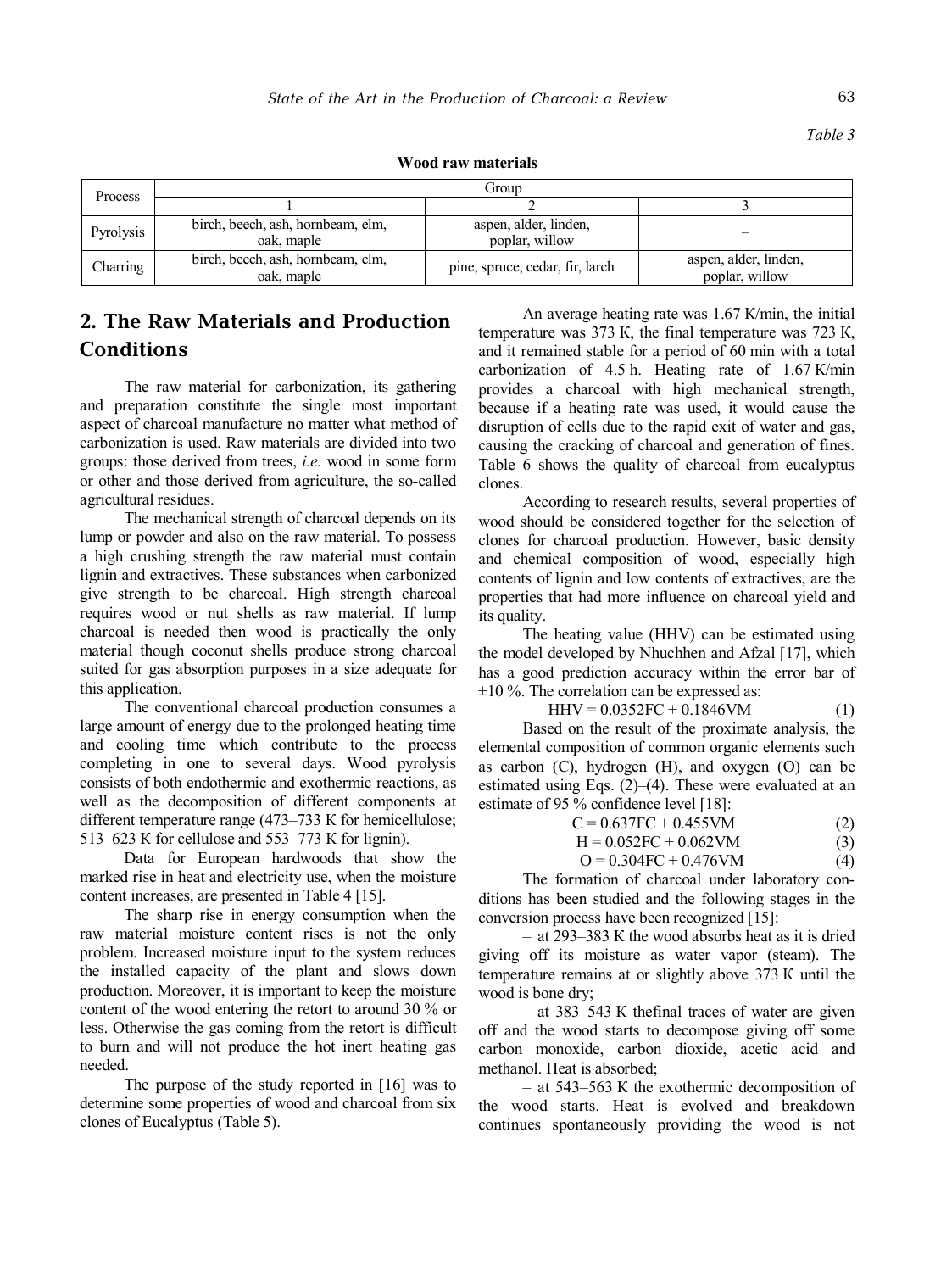Table 3

**Wood raw materials**

| Process | Group | | |
|---|---|---|---|
| | 1 | 2 | 3 |
| Pyrolysis | birch, beech, ash, hornbeam, elm, oak, maple | aspen, alder, linden, poplar, willow | – |
| Charring | birch, beech, ash, hornbeam, elm, oak, maple | pine, spruce, cedar, fir, larch | aspen, alder, linden, poplar, willow |

## 2. The Raw Materials and Production Conditions

The raw material for carbonization, its gathering and preparation constitute the single most important aspect of charcoal manufacture no matter what method of carbonization is used. Raw materials are divided into two groups: those derived from trees, *i.e.* wood in some form or other and those derived from agriculture, the so-called agricultural residues.

The mechanical strength of charcoal depends on its lump or powder and also on the raw material. To possess a high crushing strength the raw material must contain lignin and extractives. These substances when carbonized give strength to be charcoal. High strength charcoal requires wood or nut shells as raw material. If lump charcoal is needed then wood is practically the only material though coconut shells produce strong charcoal suited for gas absorption purposes in a size adequate for this application.

The conventional charcoal production consumes a large amount of energy due to the prolonged heating time and cooling time which contribute to the process completing in one to several days. Wood pyrolysis consists of both endothermic and exothermic reactions, as well as the decomposition of different components at different temperature range (473–733 K for hemicellulose; 513–623 K for cellulose and 553–773 K for lignin).

Data for European hardwoods that show the marked rise in heat and electricity use, when the moisture content increases, are presented in Table 4 [15].

The sharp rise in energy consumption when the raw material moisture content rises is not the only problem. Increased moisture input to the system reduces the installed capacity of the plant and slows down production. Moreover, it is important to keep the moisture content of the wood entering the retort to around 30 % or less. Otherwise the gas coming from the retort is difficult to burn and will not produce the hot inert heating gas needed.

The purpose of the study reported in [16] was to determine some properties of wood and charcoal from six clones of Eucalyptus (Table 5).

An average heating rate was 1.67 K/min, the initial temperature was 373 K, the final temperature was 723 K, and it remained stable for a period of 60 min with a total carbonization of 4.5 h. Heating rate of 1.67 K/min provides a charcoal with high mechanical strength, because if a heating rate was used, it would cause the disruption of cells due to the rapid exit of water and gas, causing the cracking of charcoal and generation of fines. Table 6 shows the quality of charcoal from eucalyptus clones.

According to research results, several properties of wood should be considered together for the selection of clones for charcoal production. However, basic density and chemical composition of wood, especially high contents of lignin and low contents of extractives, are the properties that had more influence on charcoal yield and its quality.

The heating value (HHV) can be estimated using the model developed by Nhuchhen and Afzal [17], which has a good prediction accuracy within the error bar of ±10 %. The correlation can be expressed as:

$$HHV = 0.0352FC + 0.1846VM \quad (1)$$

Based on the result of the proximate analysis, the elemental composition of common organic elements such as carbon (C), hydrogen (H), and oxygen (O) can be estimated using Eqs. (2)–(4). These were evaluated at an estimate of 95 % confidence level [18]:

$$C = 0.637FC + 0.455VM \quad (2)$$

$$H = 0.052FC + 0.062VM \quad (3)$$

$$O = 0.304FC + 0.476VM \quad (4)$$

The formation of charcoal under laboratory conditions has been studied and the following stages in the conversion process have been recognized [15]:

– at 293–383 K the wood absorbs heat as it is dried giving off its moisture as water vapor (steam). The temperature remains at or slightly above 373 K until the wood is bone dry;

– at 383–543 K thefinal traces of water are given off and the wood starts to decompose giving off some carbon monoxide, carbon dioxide, acetic acid and methanol. Heat is absorbed;

– at 543–563 K the exothermic decomposition of the wood starts. Heat is evolved and breakdown continues spontaneously providing the wood is not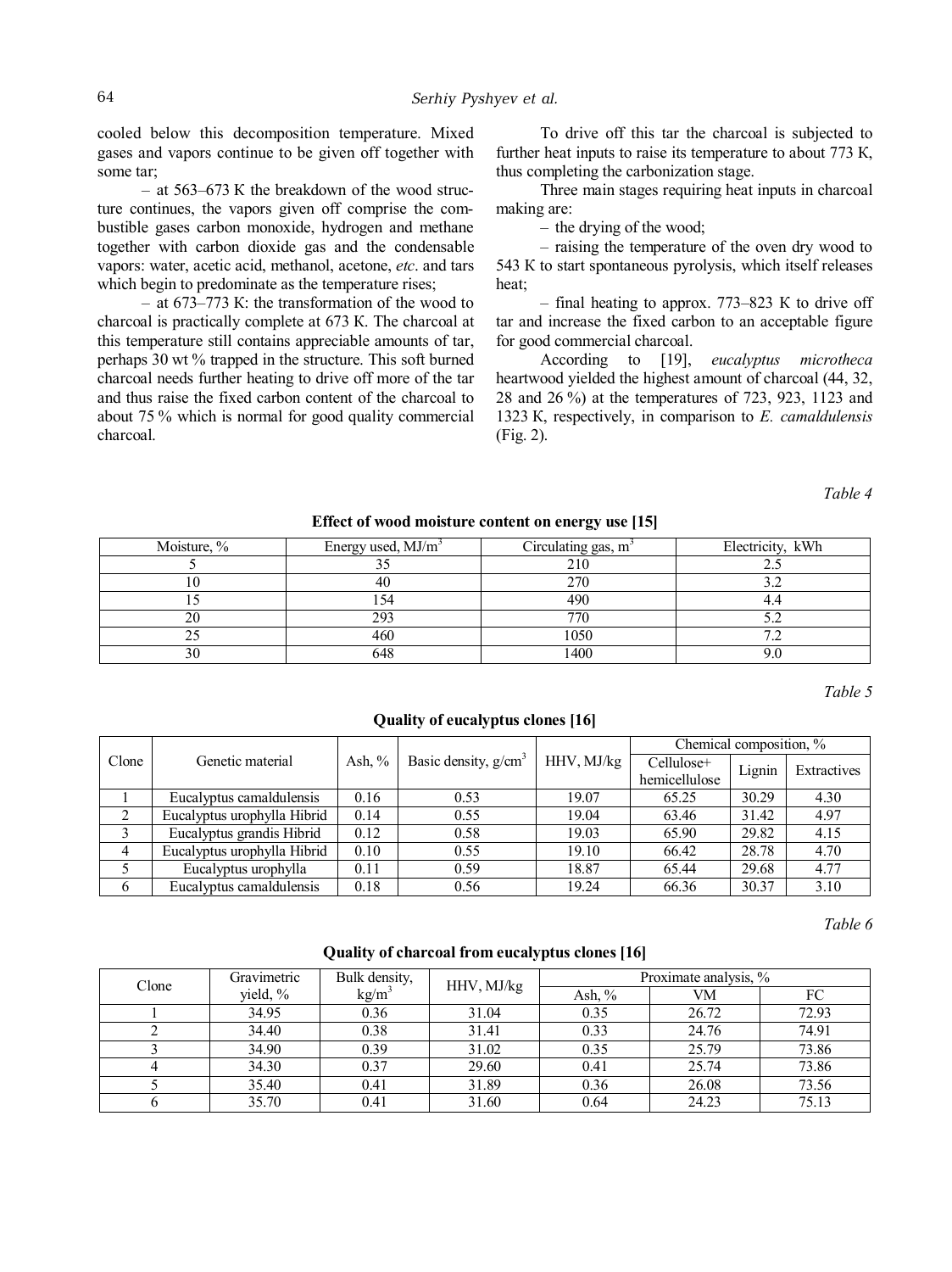cooled below this decomposition temperature. Mixed gases and vapors continue to be given off together with some tar;

– at 563–673 K the breakdown of the wood structure continues, the vapors given off comprise the combustible gases carbon monoxide, hydrogen and methane together with carbon dioxide gas and the condensable vapors: water, acetic acid, methanol, acetone, *etc*. and tars which begin to predominate as the temperature rises;

– at 673–773 K: the transformation of the wood to charcoal is practically complete at 673 K. The charcoal at this temperature still contains appreciable amounts of tar, perhaps 30 wt % trapped in the structure. This soft burned charcoal needs further heating to drive off more of the tar and thus raise the fixed carbon content of the charcoal to about 75 % which is normal for good quality commercial charcoal.

To drive off this tar the charcoal is subjected to further heat inputs to raise its temperature to about 773 K, thus completing the carbonization stage.

Three main stages requiring heat inputs in charcoal making are:

– the drying of the wood;

– raising the temperature of the oven dry wood to 543 K to start spontaneous pyrolysis, which itself releases heat;

– final heating to approx. 773–823 K to drive off tar and increase the fixed carbon to an acceptable figure for good commercial charcoal.

According to [19], *eucalyptus microtheca* heartwood yielded the highest amount of charcoal (44, 32, 28 and 26 %) at the temperatures of 723, 923, 1123 and 1323 K, respectively, in comparison to *E. camaldulensis* (Fig. 2).

*Table 4*

**Effect of wood moisture content on energy use [15]**

| Moisture, % | Energy used, MJ/m$^3$ | Circulating gas, m$^3$ | Electricity, kWh |
|---|---|---|---|
| 5 | 35 | 210 | 2.5 |
| 10 | 40 | 270 | 3.2 |
| 15 | 154 | 490 | 4.4 |
| 20 | 293 | 770 | 5.2 |
| 25 | 460 | 1050 | 7.2 |
| 30 | 648 | 1400 | 9.0 |

*Table 5*

**Quality of eucalyptus clones [16]**

| Clone | Genetic material | Ash, % | Basic density, g/cm$^3$ | HHV, MJ/kg | Chemical composition, % | | |
|---|---|---|---|---|---|---|---|
| | | | | | Cellulose+ hemicellulose | Lignin | Extractives |
| 1 | Eucalyptus camaldulensis | 0.16 | 0.53 | 19.07 | 65.25 | 30.29 | 4.30 |
| 2 | Eucalyptus urophylla Hibrid | 0.14 | 0.55 | 19.04 | 63.46 | 31.42 | 4.97 |
| 3 | Eucalyptus grandis Hibrid | 0.12 | 0.58 | 19.03 | 65.90 | 29.82 | 4.15 |
| 4 | Eucalyptus urophylla Hibrid | 0.10 | 0.55 | 19.10 | 66.42 | 28.78 | 4.70 |
| 5 | Eucalyptus urophylla | 0.11 | 0.59 | 18.87 | 65.44 | 29.68 | 4.77 |
| 6 | Eucalyptus camaldulensis | 0.18 | 0.56 | 19.24 | 66.36 | 30.37 | 3.10 |

*Table 6*

**Quality of charcoal from eucalyptus clones [16]**

| Clone | Gravimetric yield, % | Bulk density, kg/m$^3$ | HHV, MJ/kg | Proximate analysis, % | | |
|---|---|---|---|---|---|---|
| | | | | Ash, % | VM | FC |
| 1 | 34.95 | 0.36 | 31.04 | 0.35 | 26.72 | 72.93 |
| 2 | 34.40 | 0.38 | 31.41 | 0.33 | 24.76 | 74.91 |
| 3 | 34.90 | 0.39 | 31.02 | 0.35 | 25.79 | 73.86 |
| 4 | 34.30 | 0.37 | 29.60 | 0.41 | 25.74 | 73.86 |
| 5 | 35.40 | 0.41 | 31.89 | 0.36 | 26.08 | 73.56 |
| 6 | 35.70 | 0.41 | 31.60 | 0.64 | 24.23 | 75.13 |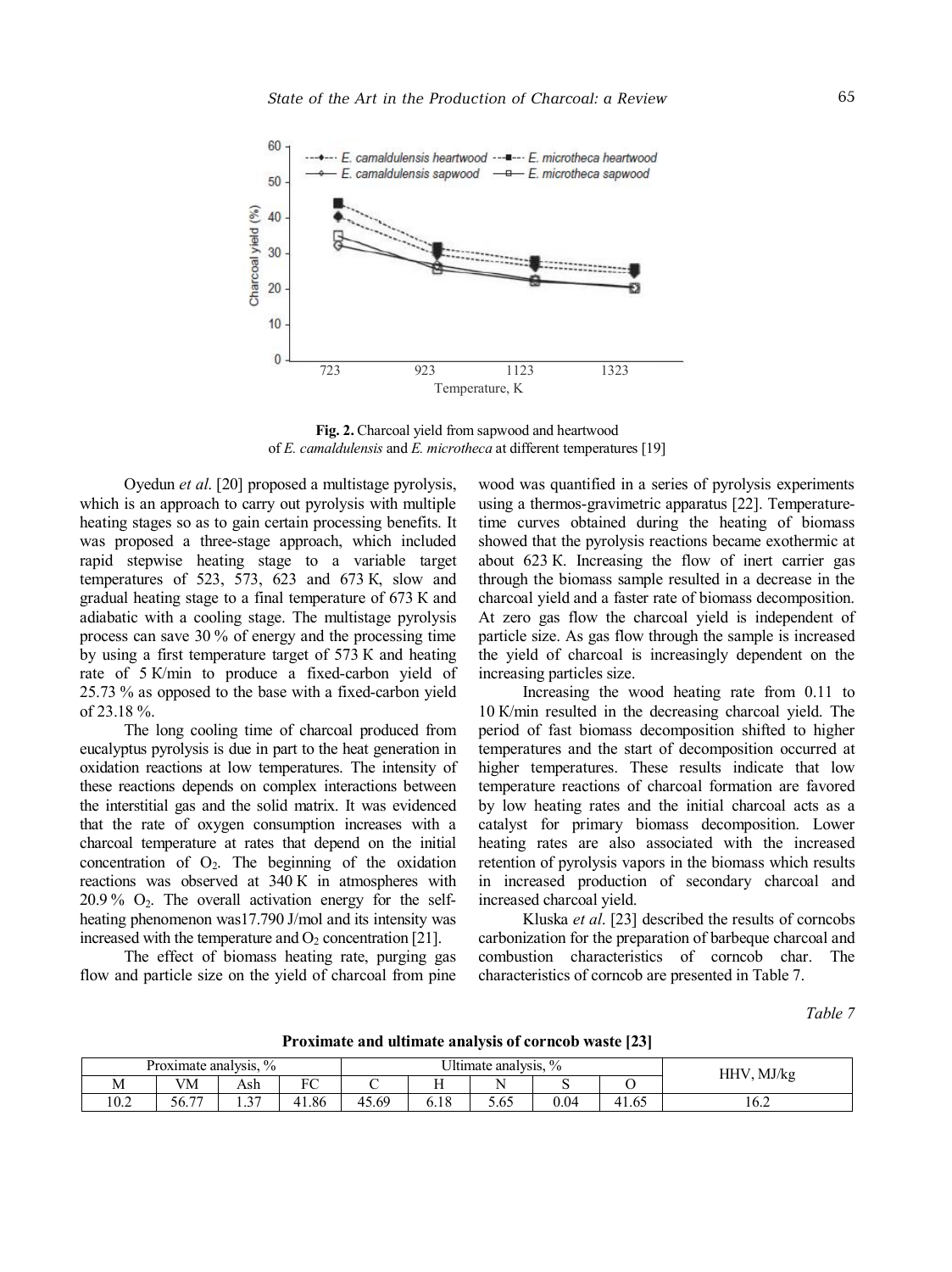**Fig. 2.** Charcoal yield from sapwood and heartwood of *E. camaldulensis* and *E. microtheca* at different temperatures [19]

Oyedun *et al.* [20] proposed a multistage pyrolysis, which is an approach to carry out pyrolysis with multiple heating stages so as to gain certain processing benefits. It was proposed a three-stage approach, which included rapid stepwise heating stage to a variable target temperatures of 523, 573, 623 and 673 K, slow and gradual heating stage to a final temperature of 673 K and adiabatic with a cooling stage. The multistage pyrolysis process can save 30 % of energy and the processing time by using a first temperature target of 573 K and heating rate of 5 K/min to produce a fixed-carbon yield of 25.73 % as opposed to the base with a fixed-carbon yield of 23.18 %.

The long cooling time of charcoal produced from eucalyptus pyrolysis is due in part to the heat generation in oxidation reactions at low temperatures. The intensity of these reactions depends on complex interactions between the interstitial gas and the solid matrix. It was evidenced that the rate of oxygen consumption increases with a charcoal temperature at rates that depend on the initial concentration of $O_2$. The beginning of the oxidation reactions was observed at 340 K in atmospheres with 20.9 % $O_2$. The overall activation energy for the self-heating phenomenon was17.790 J/mol and its intensity was increased with the temperature and $O_2$ concentration [21].

The effect of biomass heating rate, purging gas flow and particle size on the yield of charcoal from pine wood was quantified in a series of pyrolysis experiments using a thermos-gravimetric apparatus [22]. Temperature-time curves obtained during the heating of biomass showed that the pyrolysis reactions became exothermic at about 623 K. Increasing the flow of inert carrier gas through the biomass sample resulted in a decrease in the charcoal yield and a faster rate of biomass decomposition. At zero gas flow the charcoal yield is independent of particle size. As gas flow through the sample is increased the yield of charcoal is increasingly dependent on the increasing particles size.

Increasing the wood heating rate from 0.11 to 10 K/min resulted in the decreasing charcoal yield. The period of fast biomass decomposition shifted to higher temperatures and the start of decomposition occurred at higher temperatures. These results indicate that low temperature reactions of charcoal formation are favored by low heating rates and the initial charcoal acts as a catalyst for primary biomass decomposition. Lower heating rates are also associated with the increased retention of pyrolysis vapors in the biomass which results in increased production of secondary charcoal and increased charcoal yield.

Kluska *et al.* [23] described the results of corncobs carbonization for the preparation of barbeque charcoal and combustion characteristics of corncob char. The characteristics of corncob are presented in Table 7.

*Table 7*

**Proximate and ultimate analysis of corncob waste [23]**

| Proximate analysis, % | | | | Ultimate analysis, % | | | | | HHV, MJ/kg |
|---|---|---|---|---|---|---|---|---|---|
| M | VM | Ash | FC | C | H | N | S | O | |
| 10.2 | 56.77 | 1.37 | 41.86 | 45.69 | 6.18 | 5.65 | 0.04 | 41.65 | 16.2 |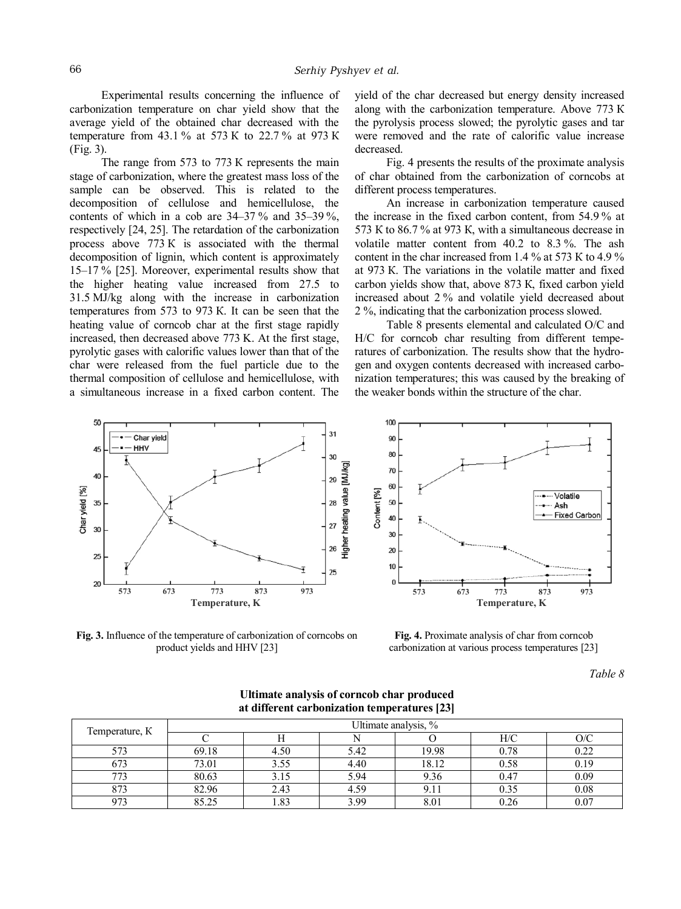Experimental results concerning the influence of carbonization temperature on char yield show that the average yield of the obtained char decreased with the temperature from 43.1 % at 573 K to 22.7 % at 973 K (Fig. 3).

The range from 573 to 773 K represents the main stage of carbonization, where the greatest mass loss of the sample can be observed. This is related to the decomposition of cellulose and hemicellulose, the contents of which in a cob are 34–37 % and 35–39 %, respectively [24, 25]. The retardation of the carbonization process above 773 K is associated with the thermal decomposition of lignin, which content is approximately 15–17 % [25]. Moreover, experimental results show that the higher heating value increased from 27.5 to 31.5 MJ/kg along with the increase in carbonization temperatures from 573 to 973 K. It can be seen that the heating value of corncob char at the first stage rapidly increased, then decreased above 773 K. At the first stage, pyrolytic gases with calorific values lower than that of the char were released from the fuel particle due to the thermal composition of cellulose and hemicellulose, with a simultaneous increase in a fixed carbon content. The yield of the char decreased but energy density increased along with the carbonization temperature. Above 773 K the pyrolysis process slowed; the pyrolytic gases and tar were removed and the rate of calorific value increase decreased.

Fig. 4 presents the results of the proximate analysis of char obtained from the carbonization of corncobs at different process temperatures.

An increase in carbonization temperature caused the increase in the fixed carbon content, from 54.9 % at 573 K to 86.7 % at 973 K, with a simultaneous decrease in volatile matter content from 40.2 to 8.3 %. The ash content in the char increased from 1.4 % at 573 K to 4.9 % at 973 K. The variations in the volatile matter and fixed carbon yields show that, above 873 K, fixed carbon yield increased about 2 % and volatile yield decreased about 2 %, indicating that the carbonization process slowed.

Table 8 presents elemental and calculated O/C and H/C for corncob char resulting from different temperatures of carbonization. The results show that the hydrogen and oxygen contents decreased with increased carbonization temperatures; this was caused by the breaking of the weaker bonds within the structure of the char.

**Fig. 3.** Influence of the temperature of carbonization of corncobs on product yields and HHV [23]

**Fig. 4.** Proximate analysis of char from corncob carbonization at various process temperatures [23]

*Table 8*

**Ultimate analysis of corncob char produced at different carbonization temperatures [23]**

| Temperature, K | Ultimate analysis, % | | | | | |
|---|---|---|---|---|---|---|
| | C | H | N | O | H/C | O/C |
| 573 | 69.18 | 4.50 | 5.42 | 19.98 | 0.78 | 0.22 |
| 673 | 73.01 | 3.55 | 4.40 | 18.12 | 0.58 | 0.19 |
| 773 | 80.63 | 3.15 | 5.94 | 9.36 | 0.47 | 0.09 |
| 873 | 82.96 | 2.43 | 4.59 | 9.11 | 0.35 | 0.08 |
| 973 | 85.25 | 1.83 | 3.99 | 8.01 | 0.26 | 0.07 |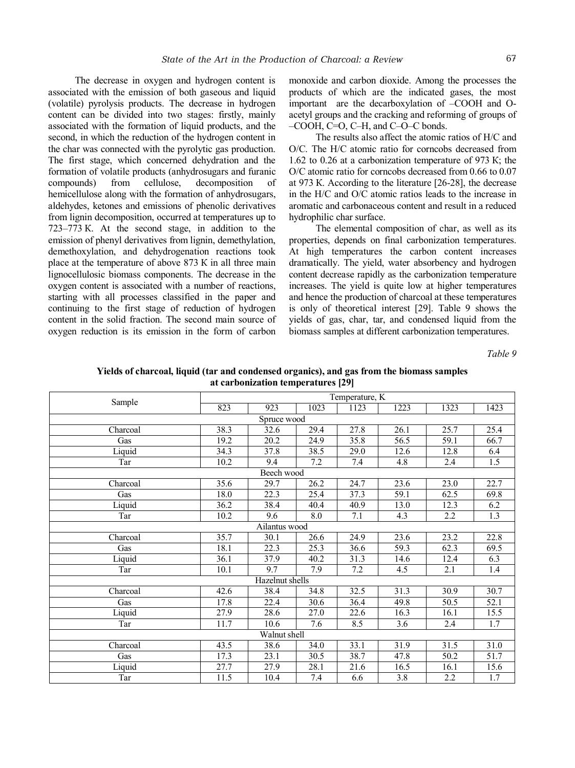The decrease in oxygen and hydrogen content is associated with the emission of both gaseous and liquid (volatile) pyrolysis products. The decrease in hydrogen content can be divided into two stages: firstly, mainly associated with the formation of liquid products, and the second, in which the reduction of the hydrogen content in the char was connected with the pyrolytic gas production. The first stage, which concerned dehydration and the formation of volatile products (anhydrosugars and furanic compounds) from cellulose, decomposition of hemicellulose along with the formation of anhydrosugars, aldehydes, ketones and emissions of phenolic derivatives from lignin decomposition, occurred at temperatures up to 723–773 K. At the second stage, in addition to the emission of phenyl derivatives from lignin, demethylation, demethoxylation, and dehydrogenation reactions took place at the temperature of above 873 K in all three main lignocellulosic biomass components. The decrease in the oxygen content is associated with a number of reactions, starting with all processes classified in the paper and continuing to the first stage of reduction of hydrogen content in the solid fraction. The second main source of oxygen reduction is its emission in the form of carbon monoxide and carbon dioxide. Among the processes the products of which are the indicated gases, the most important are the decarboxylation of –COOH and O-acetyl groups and the cracking and reforming of groups of –COOH, C=O, C–H, and C–O–C bonds.

The results also affect the atomic ratios of H/C and O/C. The H/C atomic ratio for corncobs decreased from 1.62 to 0.26 at a carbonization temperature of 973 K; the O/C atomic ratio for corncobs decreased from 0.66 to 0.07 at 973 K. According to the literature [26-28], the decrease in the H/C and O/C atomic ratios leads to the increase in aromatic and carbonaceous content and result in a reduced hydrophilic char surface.

The elemental composition of char, as well as its properties, depends on final carbonization temperatures. At high temperatures the carbon content increases dramatically. The yield, water absorbency and hydrogen content decrease rapidly as the carbonization temperature increases. The yield is quite low at higher temperatures and hence the production of charcoal at these temperatures is only of theoretical interest [29]. Table 9 shows the yields of gas, char, tar, and condensed liquid from the biomass samples at different carbonization temperatures.

*Table 9*

**Yields of charcoal, liquid (tar and condensed organics), and gas from the biomass samples at carbonization temperatures [29]**

| Sample | Temperature, K | | | | | | |
|---|---|---|---|---|---|---|---|
| | 823 | 923 | 1023 | 1123 | 1223 | 1323 | 1423 |
| **Spruce wood** | | | | | | | |
| Charcoal | 38.3 | 32.6 | 29.4 | 27.8 | 26.1 | 25.7 | 25.4 |
| Gas | 19.2 | 20.2 | 24.9 | 35.8 | 56.5 | 59.1 | 66.7 |
| Liquid | 34.3 | 37.8 | 38.5 | 29.0 | 12.6 | 12.8 | 6.4 |
| Tar | 10.2 | 9.4 | 7.2 | 7.4 | 4.8 | 2.4 | 1.5 |
| **Beech wood** | | | | | | | |
| Charcoal | 35.6 | 29.7 | 26.2 | 24.7 | 23.6 | 23.0 | 22.7 |
| Gas | 18.0 | 22.3 | 25.4 | 37.3 | 59.1 | 62.5 | 69.8 |
| Liquid | 36.2 | 38.4 | 40.4 | 40.9 | 13.0 | 12.3 | 6.2 |
| Tar | 10.2 | 9.6 | 8.0 | 7.1 | 4.3 | 2.2 | 1.3 |
| **Ailantus wood** | | | | | | | |
| Charcoal | 35.7 | 30.1 | 26.6 | 24.9 | 23.6 | 23.2 | 22.8 |
| Gas | 18.1 | 22.3 | 25.3 | 36.6 | 59.3 | 62.3 | 69.5 |
| Liquid | 36.1 | 37.9 | 40.2 | 31.3 | 14.6 | 12.4 | 6.3 |
| Tar | 10.1 | 9.7 | 7.9 | 7.2 | 4.5 | 2.1 | 1.4 |
| **Hazelnut shells** | | | | | | | |
| Charcoal | 42.6 | 38.4 | 34.8 | 32.5 | 31.3 | 30.9 | 30.7 |
| Gas | 17.8 | 22.4 | 30.6 | 36.4 | 49.8 | 50.5 | 52.1 |
| Liquid | 27.9 | 28.6 | 27.0 | 22.6 | 16.3 | 16.1 | 15.5 |
| Tar | 11.7 | 10.6 | 7.6 | 8.5 | 3.6 | 2.4 | 1.7 |
| **Walnut shell** | | | | | | | |
| Charcoal | 43.5 | 38.6 | 34.0 | 33.1 | 31.9 | 31.5 | 31.0 |
| Gas | 17.3 | 23.1 | 30.5 | 38.7 | 47.8 | 50.2 | 51.7 |
| Liquid | 27.7 | 27.9 | 28.1 | 21.6 | 16.5 | 16.1 | 15.6 |
| Tar | 11.5 | 10.4 | 7.4 | 6.6 | 3.8 | 2.2 | 1.7 |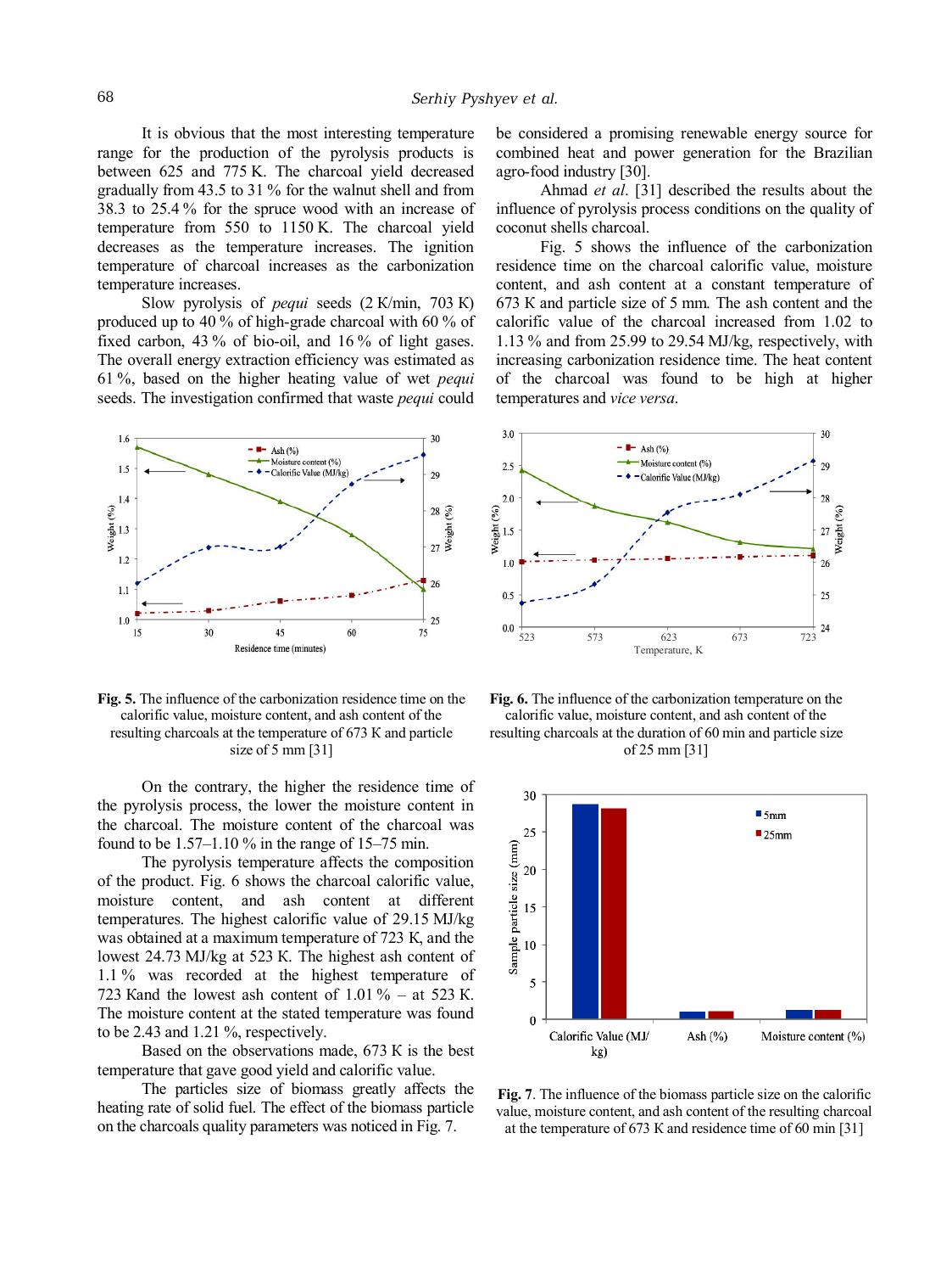It is obvious that the most interesting temperature range for the production of the pyrolysis products is between 625 and 775 K. The charcoal yield decreased gradually from 43.5 to 31 % for the walnut shell and from 38.3 to 25.4 % for the spruce wood with an increase of temperature from 550 to 1150 K. The charcoal yield decreases as the temperature increases. The ignition temperature of charcoal increases as the carbonization temperature increases.

Slow pyrolysis of *pequi* seeds (2 K/min, 703 K) produced up to 40 % of high-grade charcoal with 60 % of fixed carbon, 43 % of bio-oil, and 16 % of light gases. The overall energy extraction efficiency was estimated as 61 %, based on the higher heating value of wet *pequi* seeds. The investigation confirmed that waste *pequi* could be considered a promising renewable energy source for combined heat and power generation for the Brazilian agro-food industry [30].

Ahmad *et al.* [31] described the results about the influence of pyrolysis process conditions on the quality of coconut shells charcoal.

Fig. 5 shows the influence of the carbonization residence time on the charcoal calorific value, moisture content, and ash content at a constant temperature of 673 K and particle size of 5 mm. The ash content and the calorific value of the charcoal increased from 1.02 to 1.13 % and from 25.99 to 29.54 MJ/kg, respectively, with increasing carbonization residence time. The heat content of the charcoal was found to be high at higher temperatures and *vice versa*.

**Fig. 5.** The influence of the carbonization residence time on the calorific value, moisture content, and ash content of the resulting charcoals at the temperature of 673 K and particle size of 5 mm [31]

**Fig. 6.** The influence of the carbonization temperature on the calorific value, moisture content, and ash content of the resulting charcoals at the duration of 60 min and particle size of 25 mm [31]

On the contrary, the higher the residence time of the pyrolysis process, the lower the moisture content in the charcoal. The moisture content of the charcoal was found to be 1.57–1.10 % in the range of 15–75 min.

The pyrolysis temperature affects the composition of the product. Fig. 6 shows the charcoal calorific value, moisture content, and ash content at different temperatures. The highest calorific value of 29.15 MJ/kg was obtained at a maximum temperature of 723 K, and the lowest 24.73 MJ/kg at 523 K. The highest ash content of 1.1 % was recorded at the highest temperature of 723 Kand the lowest ash content of 1.01 % – at 523 K. The moisture content at the stated temperature was found to be 2.43 and 1.21 %, respectively.

Based on the observations made, 673 K is the best temperature that gave good yield and calorific value.

The particles size of biomass greatly affects the heating rate of solid fuel. The effect of the biomass particle on the charcoals quality parameters was noticed in Fig. 7.

**Fig. 7**. The influence of the biomass particle size on the calorific value, moisture content, and ash content of the resulting charcoal at the temperature of 673 K and residence time of 60 min [31]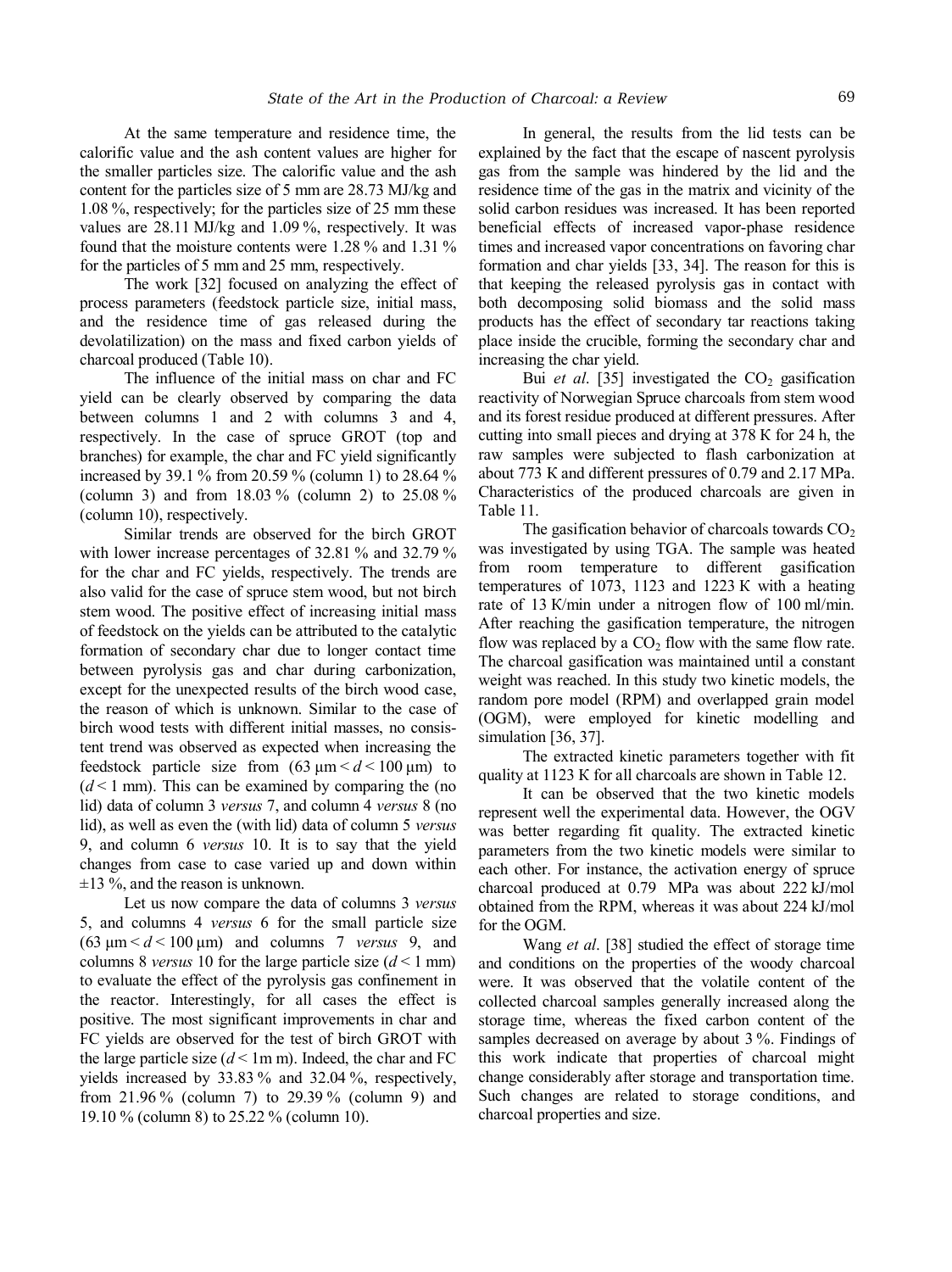At the same temperature and residence time, the calorific value and the ash content values are higher for the smaller particles size. The calorific value and the ash content for the particles size of 5 mm are 28.73 MJ/kg and 1.08 %, respectively; for the particles size of 25 mm these values are 28.11 MJ/kg and 1.09 %, respectively. It was found that the moisture contents were 1.28 % and 1.31 % for the particles of 5 mm and 25 mm, respectively.

The work [32] focused on analyzing the effect of process parameters (feedstock particle size, initial mass, and the residence time of gas released during the devolatilization) on the mass and fixed carbon yields of charcoal produced (Table 10).

The influence of the initial mass on char and FC yield can be clearly observed by comparing the data between columns 1 and 2 with columns 3 and 4, respectively. In the case of spruce GROT (top and branches) for example, the char and FC yield significantly increased by 39.1 % from 20.59 % (column 1) to 28.64 % (column 3) and from 18.03 % (column 2) to 25.08 % (column 10), respectively.

Similar trends are observed for the birch GROT with lower increase percentages of 32.81 % and 32.79 % for the char and FC yields, respectively. The trends are also valid for the case of spruce stem wood, but not birch stem wood. The positive effect of increasing initial mass of feedstock on the yields can be attributed to the catalytic formation of secondary char due to longer contact time between pyrolysis gas and char during carbonization, except for the unexpected results of the birch wood case, the reason of which is unknown. Similar to the case of birch wood tests with different initial masses, no consistent trend was observed as expected when increasing the feedstock particle size from (63 μm < *d* < 100 μm) to (*d* < 1 mm). This can be examined by comparing the (no lid) data of column 3 *versus* 7, and column 4 *versus* 8 (no lid), as well as even the (with lid) data of column 5 *versus* 9, and column 6 *versus* 10. It is to say that the yield changes from case to case varied up and down within ±13 %, and the reason is unknown.

Let us now compare the data of columns 3 *versus* 5, and columns 4 *versus* 6 for the small particle size (63 μm < *d* < 100 μm) and columns 7 *versus* 9, and columns 8 *versus* 10 for the large particle size (*d* < 1 mm) to evaluate the effect of the pyrolysis gas confinement in the reactor. Interestingly, for all cases the effect is positive. The most significant improvements in char and FC yields are observed for the test of birch GROT with the large particle size (*d* < 1m m). Indeed, the char and FC yields increased by 33.83 % and 32.04 %, respectively, from 21.96 % (column 7) to 29.39 % (column 9) and 19.10 % (column 8) to 25.22 % (column 10).

In general, the results from the lid tests can be explained by the fact that the escape of nascent pyrolysis gas from the sample was hindered by the lid and the residence time of the gas in the matrix and vicinity of the solid carbon residues was increased. It has been reported beneficial effects of increased vapor-phase residence times and increased vapor concentrations on favoring char formation and char yields [33, 34]. The reason for this is that keeping the released pyrolysis gas in contact with both decomposing solid biomass and the solid mass products has the effect of secondary tar reactions taking place inside the crucible, forming the secondary char and increasing the char yield.

Bui *et al*. [35] investigated the $CO_2$ gasification reactivity of Norwegian Spruce charcoals from stem wood and its forest residue produced at different pressures. After cutting into small pieces and drying at 378 K for 24 h, the raw samples were subjected to flash carbonization at about 773 K and different pressures of 0.79 and 2.17 MPa. Characteristics of the produced charcoals are given in Table 11.

The gasification behavior of charcoals towards $CO_2$ was investigated by using TGA. The sample was heated from room temperature to different gasification temperatures of 1073, 1123 and 1223 K with a heating rate of 13 K/min under a nitrogen flow of 100 ml/min. After reaching the gasification temperature, the nitrogen flow was replaced by a $CO_2$ flow with the same flow rate. The charcoal gasification was maintained until a constant weight was reached. In this study two kinetic models, the random pore model (RPM) and overlapped grain model (OGM), were employed for kinetic modelling and simulation [36, 37].

The extracted kinetic parameters together with fit quality at 1123 K for all charcoals are shown in Table 12.

It can be observed that the two kinetic models represent well the experimental data. However, the OGV was better regarding fit quality. The extracted kinetic parameters from the two kinetic models were similar to each other. For instance, the activation energy of spruce charcoal produced at 0.79 MPa was about 222 kJ/mol obtained from the RPM, whereas it was about 224 kJ/mol for the OGM.

Wang *et al*. [38] studied the effect of storage time and conditions on the properties of the woody charcoal were. It was observed that the volatile content of the collected charcoal samples generally increased along the storage time, whereas the fixed carbon content of the samples decreased on average by about 3 %. Findings of this work indicate that properties of charcoal might change considerably after storage and transportation time. Such changes are related to storage conditions, and charcoal properties and size.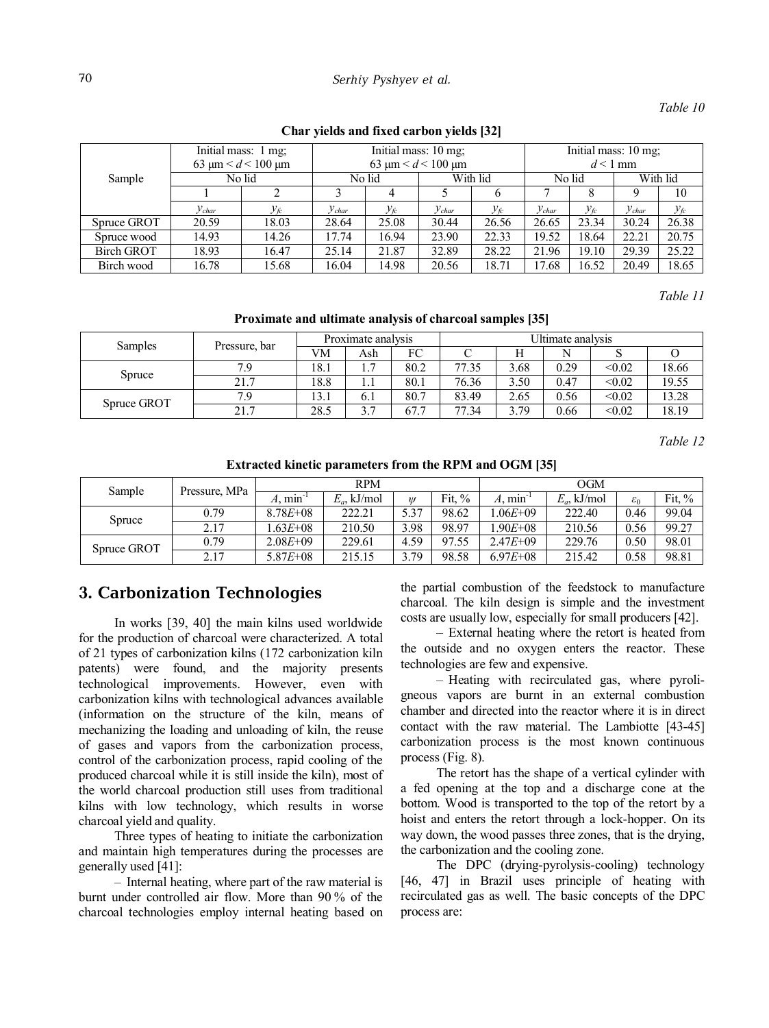*Table 10*

**Char yields and fixed carbon yields [32]**

| Sample | Initial mass: 1 mg; 63 μm < $d$ < 100 μm | | Initial mass: 10 mg; 63 μm < $d$ < 100 μm | | | | Initial mass: 10 mg; $d$ < 1 mm | | | |
|---|---|---|---|---|---|---|---|---|---|---|
| | No lid | | No lid | | With lid | | No lid | | With lid | |
| | 1 | 2 | 3 | 4 | 5 | 6 | 7 | 8 | 9 | 10 |
| | $y_{char}$ | $y_{fc}$ | $y_{char}$ | $y_{fc}$ | $y_{char}$ | $y_{fc}$ | $y_{char}$ | $y_{fc}$ | $y_{char}$ | $y_{fc}$ |
| Spruce GROT | 20.59 | 18.03 | 28.64 | 25.08 | 30.44 | 26.56 | 26.65 | 23.34 | 30.24 | 26.38 |
| Spruce wood | 14.93 | 14.26 | 17.74 | 16.94 | 23.90 | 22.33 | 19.52 | 18.64 | 22.21 | 20.75 |
| Birch GROT | 18.93 | 16.47 | 25.14 | 21.87 | 32.89 | 28.22 | 21.96 | 19.10 | 29.39 | 25.22 |
| Birch wood | 16.78 | 15.68 | 16.04 | 14.98 | 20.56 | 18.71 | 17.68 | 16.52 | 20.49 | 18.65 |

*Table 11*

**Proximate and ultimate analysis of charcoal samples [35]**

| Samples | Pressure, bar | Proximate analysis | | | Ultimate analysis | | | | |
|---|---|---|---|---|---|---|---|---|---|
| | | VM | Ash | FC | C | H | N | S | O |
| Spruce | 7.9 | 18.1 | 1.7 | 80.2 | 77.35 | 3.68 | 0.29 | <0.02 | 18.66 |
| | 21.7 | 18.8 | 1.1 | 80.1 | 76.36 | 3.50 | 0.47 | <0.02 | 19.55 |
| Spruce GROT | 7.9 | 13.1 | 6.1 | 80.7 | 83.49 | 2.65 | 0.56 | <0.02 | 13.28 |
| | 21.7 | 28.5 | 3.7 | 67.7 | 77.34 | 3.79 | 0.66 | <0.02 | 18.19 |

*Table 12*

**Extracted kinetic parameters from the RPM and OGM [35]**

| Sample | Pressure, MPa | RPM | | | | OGM | | | |
|---|---|---|---|---|---|---|---|---|---|
| | | $A$, min$^{-1}$ | $E_a$, kJ/mol | $\psi$ | Fit, % | $A$, min$^{-1}$ | $E_a$, kJ/mol | $\varepsilon_0$ | Fit, % |
| Spruce | 0.79 | 8.78$E$+08 | 222.21 | 5.37 | 98.62 | 1.06$E$+09 | 222.40 | 0.46 | 99.04 |
| | 2.17 | 1.63$E$+08 | 210.50 | 3.98 | 98.97 | 1.90$E$+08 | 210.56 | 0.56 | 99.27 |
| Spruce GROT | 0.79 | 2.08$E$+09 | 229.61 | 4.59 | 97.55 | 2.47$E$+09 | 229.76 | 0.50 | 98.01 |
| | 2.17 | 5.87$E$+08 | 215.15 | 3.79 | 98.58 | 6.97$E$+08 | 215.42 | 0.58 | 98.81 |

## 3. Carbonization Technologies

In works [39, 40] the main kilns used worldwide for the production of charcoal were characterized. A total of 21 types of carbonization kilns (172 carbonization kiln patents) were found, and the majority presents technological improvements. However, even with carbonization kilns with technological advances available (information on the structure of the kiln, means of mechanizing the loading and unloading of kiln, the reuse of gases and vapors from the carbonization process, control of the carbonization process, rapid cooling of the produced charcoal while it is still inside the kiln), most of the world charcoal production still uses from traditional kilns with low technology, which results in worse charcoal yield and quality.

Three types of heating to initiate the carbonization and maintain high temperatures during the processes are generally used [41]:

– Internal heating, where part of the raw material is burnt under controlled air flow. More than 90 % of the charcoal technologies employ internal heating based on the partial combustion of the feedstock to manufacture charcoal. The kiln design is simple and the investment costs are usually low, especially for small producers [42].

– External heating where the retort is heated from the outside and no oxygen enters the reactor. These technologies are few and expensive.

– Heating with recirculated gas, where pyroligneous vapors are burnt in an external combustion chamber and directed into the reactor where it is in direct contact with the raw material. The Lambiotte [43-45] carbonization process is the most known continuous process (Fig. 8).

The retort has the shape of a vertical cylinder with a fed opening at the top and a discharge cone at the bottom. Wood is transported to the top of the retort by a hoist and enters the retort through a lock-hopper. On its way down, the wood passes three zones, that is the drying, the carbonization and the cooling zone.

The DPC (drying-pyrolysis-cooling) technology [46, 47] in Brazil uses principle of heating with recirculated gas as well. The basic concepts of the DPC process are: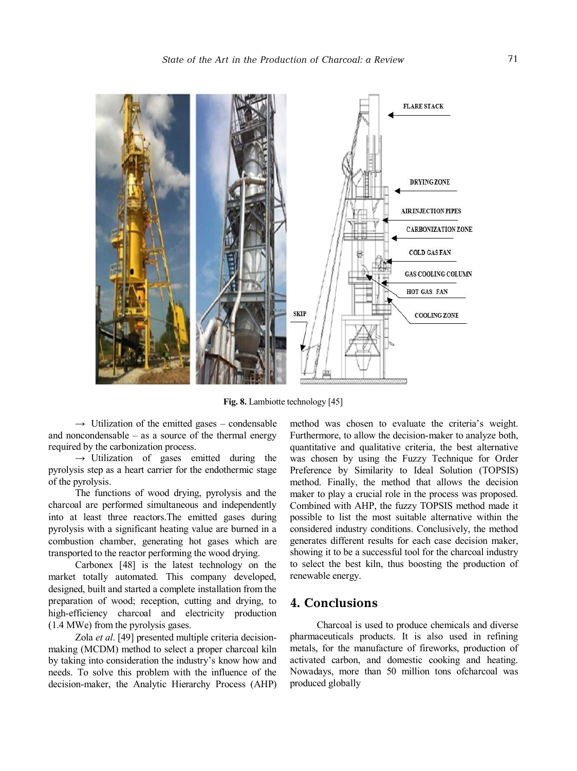Fig. 8. Lambiotte technology [45]

→ Utilization of the emitted gases – condensable and noncondensable – as a source of the thermal energy required by the carbonization process.

→ Utilization of gases emitted during the pyrolysis step as a heart carrier for the endothermic stage of the pyrolysis.

The functions of wood drying, pyrolysis and the charcoal are performed simultaneous and independently into at least three reactors.The emitted gases during pyrolysis with a significant heating value are burned in a combustion chamber, generating hot gases which are transported to the reactor performing the wood drying.

Carbonex [48] is the latest technology on the market totally automated. This company developed, designed, built and started a complete installation from the preparation of wood; reception, cutting and drying, to high-efficiency charcoal and electricity production (1.4 MWe) from the pyrolysis gases.

Zola *et al*. [49] presented multiple criteria decision-making (MCDM) method to select a proper charcoal kiln by taking into consideration the industry's know how and needs. To solve this problem with the influence of the decision-maker, the Analytic Hierarchy Process (AHP) method was chosen to evaluate the criteria's weight. Furthermore, to allow the decision-maker to analyze both, quantitative and qualitative criteria, the best alternative was chosen by using the Fuzzy Technique for Order Preference by Similarity to Ideal Solution (TOPSIS) method. Finally, the method that allows the decision maker to play a crucial role in the process was proposed. Combined with AHP, the fuzzy TOPSIS method made it possible to list the most suitable alternative within the considered industry conditions. Conclusively, the method generates different results for each case decision maker, showing it to be a successful tool for the charcoal industry to select the best kiln, thus boosting the production of renewable energy.

## 4. Conclusions

Charcoal is used to produce chemicals and diverse pharmaceuticals products. It is also used in refining metals, for the manufacture of fireworks, production of activated carbon, and domestic cooking and heating. Nowadays, more than 50 million tons ofcharcoal was produced globally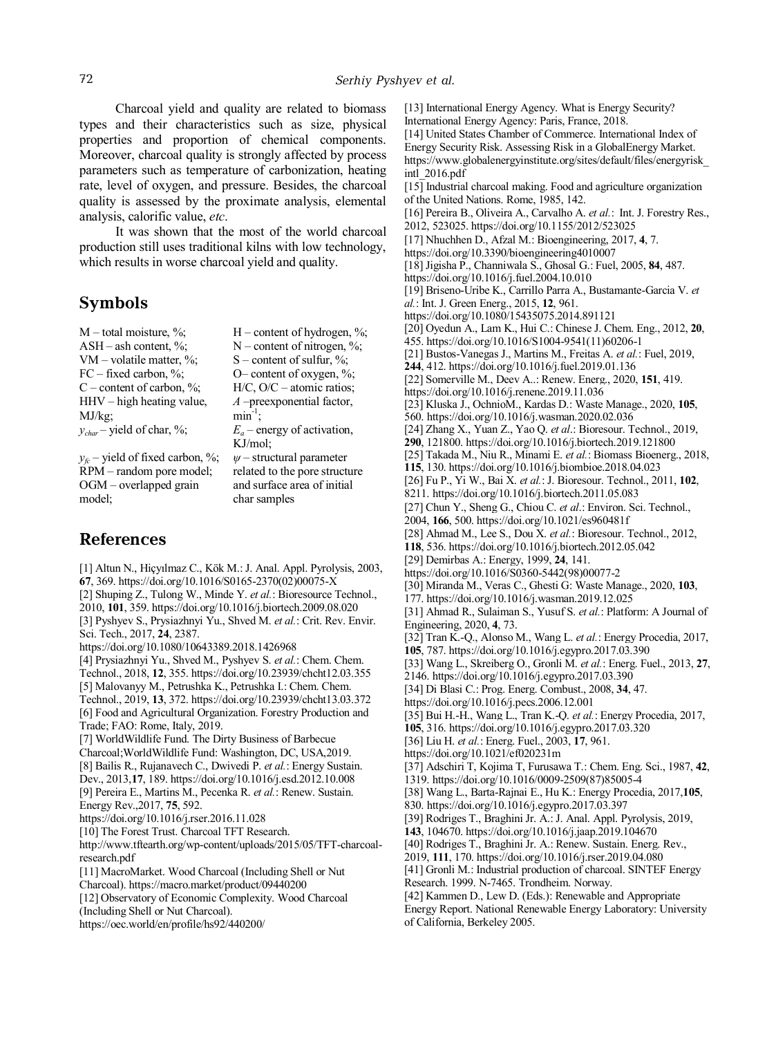Charcoal yield and quality are related to biomass types and their characteristics such as size, physical properties and proportion of chemical components. Moreover, charcoal quality is strongly affected by process parameters such as temperature of carbonization, heating rate, level of oxygen, and pressure. Besides, the charcoal quality is assessed by the proximate analysis, elemental analysis, calorific value, *etc*.

It was shown that the most of the world charcoal production still uses traditional kilns with low technology, which results in worse charcoal yield and quality.

## Symbols

M – total moisture, %;
ASH – ash content, %;
VM – volatile matter, %;
FC – fixed carbon, %;
C – content of carbon, %;
HHV – high heating value, MJ/kg;
$y_{char}$ – yield of char, %;
$y_{fc}$ – yield of fixed carbon, %;
RPM – random pore model;
OGM – overlapped grain model;
H – content of hydrogen, %;
N – content of nitrogen, %;
S – content of sulfur, %;
O– content of oxygen, %;
H/C, O/C – atomic ratios;
*A* –preexponential factor, $min^{-1}$;
$E_a$ – energy of activation, KJ/mol;
$\psi$ – structural parameter related to the pore structure and surface area of initial char samples

## References

[1] Altun N., Hiçyılmaz C., Kök M.: J. Anal. Appl. Pyrolysis, 2003, **67**, 369. https://doi.org/10.1016/S0165-2370(02)00075-X
[2] Shuping Z., Tulong W., Minde Y. *et al.*: Bioresource Technol., 2010, **101**, 359. https://doi.org/10.1016/j.biortech.2009.08.020
[3] Pyshyev S., Prysiazhnyi Yu., Shved M. *et al.*: Crit. Rev. Envir. Sci. Tech., 2017, **24**, 2387. https://doi.org/10.1080/10643389.2018.1426968
[4] Prysiazhnyi Yu., Shved M., Pyshyev S. *et al.*: Chem. Chem. Technol., 2018, **12**, 355. https://doi.org/10.23939/chcht12.03.355
[5] Malovanyy M., Petrushka K., Petrushka I.: Chem. Chem. Technol., 2019, **13**, 372. https://doi.org/10.23939/chcht13.03.372
[6] Food and Agricultural Organization. Forestry Production and Trade; FAO: Rome, Italy, 2019.
[7] WorldWildlife Fund. The Dirty Business of Barbecue Charcoal;WorldWildlife Fund: Washington, DC, USA,2019.
[8] Bailis R., Rujanavech C., Dwivedi P. *et al.*: Energy Sustain. Dev., 2013,**17**, 189. https://doi.org/10.1016/j.esd.2012.10.008
[9] Pereira E., Martins M., Pecenka R. *et al.*: Renew. Sustain. Energy Rev.,2017, **75**, 592. https://doi.org/10.1016/j.rser.2016.11.028
[10] The Forest Trust. Charcoal TFT Research. http://www.tftearth.org/wp-content/uploads/2015/05/TFT-charcoal-research.pdf
[11] MacroMarket. Wood Charcoal (Including Shell or Nut Charcoal). https://macro.market/product/09440200
[12] Observatory of Economic Complexity. Wood Charcoal (Including Shell or Nut Charcoal). https://oec.world/en/profile/hs92/440200/
[13] International Energy Agency. What is Energy Security? International Energy Agency: Paris, France, 2018.
[14] United States Chamber of Commerce. International Index of Energy Security Risk. Assessing Risk in a GlobalEnergy Market. https://www.globalenergyinstitute.org/sites/default/files/energyrisk_intl_2016.pdf
[15] Industrial charcoal making. Food and agriculture organization of the United Nations. Rome, 1985, 142.
[16] Pereira B., Oliveira A., Carvalho A. *et al.*: Int. J. Forestry Res., 2012, 523025. https://doi.org/10.1155/2012/523025
[17] Nhuchhen D., Afzal M.: Bioengineering, 2017, **4**, 7. https://doi.org/10.3390/bioengineering4010007
[18] Jigisha P., Channiwala S., Ghosal G.: Fuel, 2005, **84**, 487. https://doi.org/10.1016/j.fuel.2004.10.010
[19] Briseno-Uribe K., Carrillo Parra A., Bustamante-Garcia V. *et al.*: Int. J. Green Energ., 2015, **12**, 961. https://doi.org/10.1080/15435075.2014.891121
[20] Oyedun A., Lam K., Hui C.: Chinese J. Chem. Eng., 2012, **20**, 455. https://doi.org/10.1016/S1004-9541(11)60206-1
[21] Bustos-Vanegas J., Martins M., Freitas A. *et al.*: Fuel, 2019, **244**, 412. https://doi.org/10.1016/j.fuel.2019.01.136
[22] Somerville M., Deev A..: Renew. Energ., 2020, **151**, 419. https://doi.org/10.1016/j.renene.2019.11.036
[23] Kluska J., OchnioM., Kardas D.: Waste Manage., 2020, **105**, 560. https://doi.org/10.1016/j.wasman.2020.02.036
[24] Zhang X., Yuan Z., Yao Q. *et al.*: Bioresour. Technol., 2019, **290**, 121800. https://doi.org/10.1016/j.biortech.2019.121800
[25] Takada M., Niu R., Minami E. *et al.*: Biomass Bioenerg., 2018, **115**, 130. https://doi.org/10.1016/j.biombioe.2018.04.023
[26] Fu P., Yi W., Bai X. *et al.*: J. Bioresour. Technol., 2011, **102**, 8211. https://doi.org/10.1016/j.biortech.2011.05.083
[27] Chun Y., Sheng G., Chiou C. *et al.*: Environ. Sci. Technol., 2004, **166**, 500. https://doi.org/10.1021/es960481f
[28] Ahmad M., Lee S., Dou X. *et al.*: Bioresour. Technol., 2012, **118**, 536. https://doi.org/10.1016/j.biortech.2012.05.042
[29] Demirbas A.: Energy, 1999, **24**, 141. https://doi.org/10.1016/S0360-5442(98)00077-2
[30] Miranda M., Veras C., Ghesti G: Waste Manage., 2020, **103**, 177. https://doi.org/10.1016/j.wasman.2019.12.025
[31] Ahmad R., Sulaiman S., Yusuf S. *et al.*: Platform: A Journal of Engineering, 2020, **4**, 73.
[32] Tran K.-Q., Alonso M., Wang L. *et al.*: Energy Procedia, 2017, **105**, 787. https://doi.org/10.1016/j.egypro.2017.03.390
[33] Wang L., Skreiberg O., Gronli M. *et al.*: Energ. Fuel., 2013, **27**, 2146. https://doi.org/10.1016/j.egypro.2017.03.390
[34] Di Blasi C.: Prog. Energ. Combust., 2008, **34**, 47. https://doi.org/10.1016/j.pecs.2006.12.001
[35] Bui H.-H., Wang L., Tran K.-Q. *et al.*: Energy Procedia, 2017, **105**, 316. https://doi.org/10.1016/j.egypro.2017.03.320
[36] Liu H. *et al.*: Energ. Fuel., 2003, **17**, 961. https://doi.org/10.1021/ef020231m
[37] Adschiri T, Kojima T, Furusawa T.: Chem. Eng. Sci., 1987, **42**, 1319. https://doi.org/10.1016/0009-2509(87)85005-4
[38] Wang L., Barta-Rajnai E., Hu K.: Energy Procedia, 2017,**105**, 830. https://doi.org/10.1016/j.egypro.2017.03.397
[39] Rodriges T., Braghini Jr. A.: J. Anal. Appl. Pyrolysis, 2019, **143**, 104670. https://doi.org/10.1016/j.jaap.2019.104670
[40] Rodriges T., Braghini Jr. A.: Renew. Sustain. Energ. Rev., 2019, **111**, 170. https://doi.org/10.1016/j.rser.2019.04.080
[41] Gronli M.: Industrial production of charcoal. SINTEF Energy Research. 1999. N-7465. Trondheim. Norway.
[42] Kammen D., Lew D. (Eds.): Renewable and Appropriate Energy Report. National Renewable Energy Laboratory: University of California, Berkeley 2005.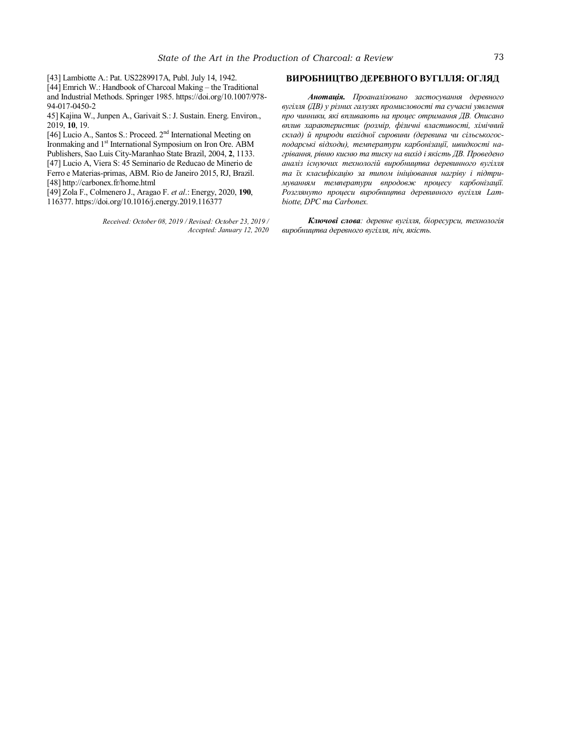[43] Lambiotte A.: Pat. US2289917A, Publ. July 14, 1942.

[44] Emrich W.: Handbook of Charcoal Making – the Traditional and Industrial Methods. Springer 1985. https://doi.org/10.1007/978-94-017-0450-2

45] Kajina W., Junpen A., Garivait S.: J. Sustain. Energ. Environ., 2019, **10**, 19.

[46] Lucio A., Santos S.: Proceed. 2nd International Meeting on Ironmaking and 1st International Symposium on Iron Ore. ABM Publishers, Sao Luis City-Maranhao State Brazil, 2004, **2**, 1133.

[47] Lucio A, Viera S: 45 Seminario de Reducao de Minerio de Ferro e Materias-primas, ABM. Rio de Janeiro 2015, RJ, Brazil.

[48] http://carbonex.fr/home.html

[49] Zola F., Colmenero J., Aragao F. *et al*.: Energy, 2020, **190**, 116377. https://doi.org/10.1016/j.energy.2019.116377

*Received: October 08, 2019 / Revised: October 23, 2019 / Accepted: January 12, 2020*

## ВИРОБНИЦТВО ДЕРЕВНОГО ВУГІЛЛЯ: ОГЛЯД

***Анотація.*** *Проаналізовано застосування деревного вугілля (ДВ) у різних галузях промисловості та сучасні уявлення про чинники, які впливають на процес отримання ДВ. Описано вплив характеристик (розмір, фізичні властивості, хімічний склад) й природи вихідної сировини (деревина чи сільськогосподарські відходи), температури карбонізації, швидкості нагрівання, рівню кисню та тиску на вихід і якість ДВ. Проведено аналіз існуючих технологій виробництва деревинного вугілля та їх класифікацію за типом ініціювання нагріву і підтримуванням температури впродовж процесу карбонізації. Розглянуто процеси виробництва деревинного вугілля Lambiotte, DPC та Carbonex.*

***Ключові слова****: деревне вугілля, біоресурси, технологія виробництва деревного вугілля, піч, якість.*